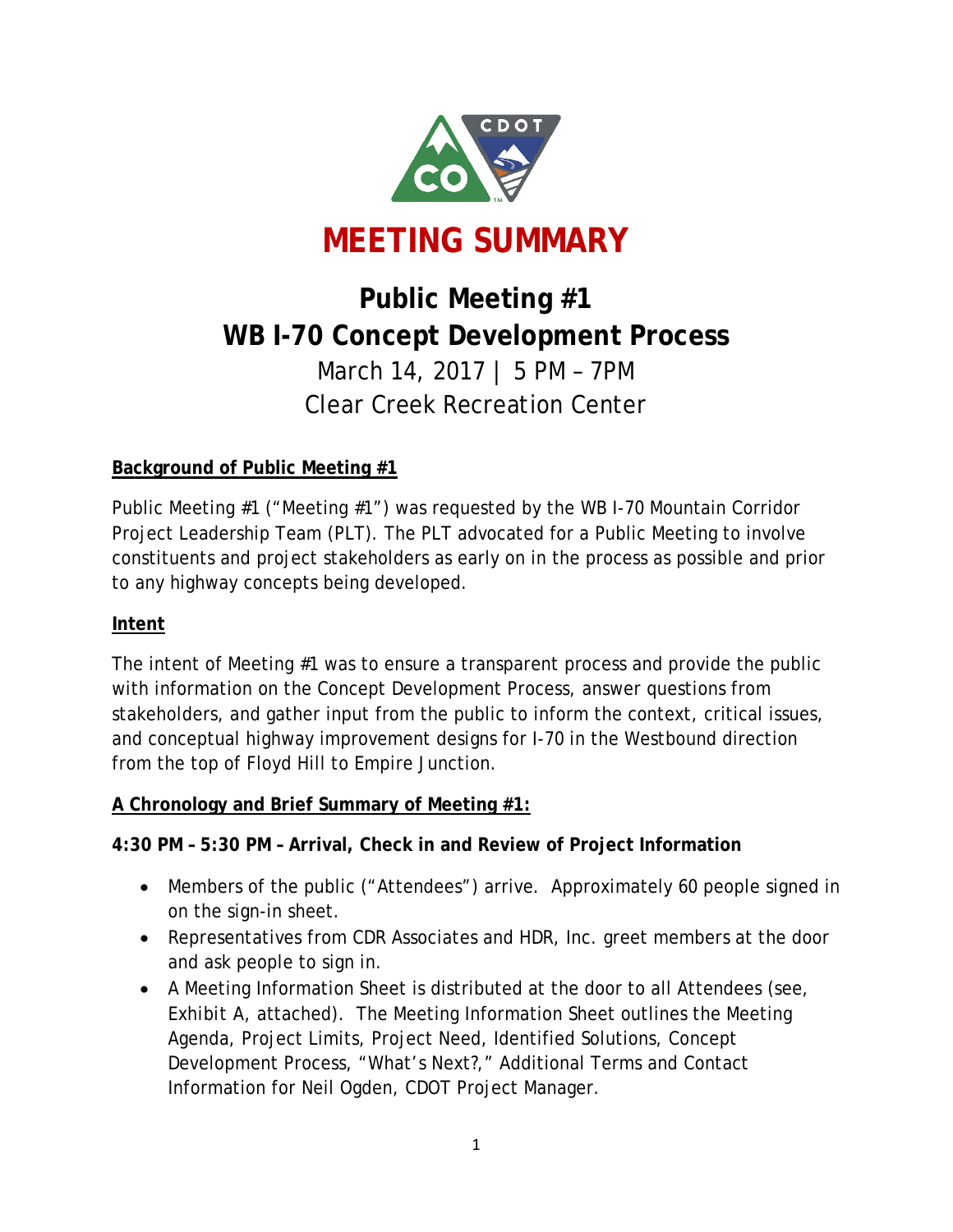# MEETING SUMMARY

## Public Meeting #1
## WB I-70 Concept Development Process

March 14, 2017 | 5 PM – 7PM
Clear Creek Recreation Center

**Background of Public Meeting #1**

Public Meeting #1 ("Meeting #1") was requested by the WB I-70 Mountain Corridor Project Leadership Team (PLT). The PLT advocated for a Public Meeting to involve constituents and project stakeholders as early on in the process as possible and prior to any highway concepts being developed.

**Intent**

The intent of Meeting #1 was to ensure a transparent process and provide the public with information on the Concept Development Process, answer questions from stakeholders, and gather input from the public to inform the context, critical issues, and conceptual highway improvement designs for I-70 in the Westbound direction from the top of Floyd Hill to Empire Junction.

**A Chronology and Brief Summary of Meeting #1:**

**4:30 PM – 5:30 PM – Arrival, Check in and Review of Project Information**

- Members of the public ("Attendees") arrive. Approximately 60 people signed in on the sign-in sheet.
- Representatives from CDR Associates and HDR, Inc. greet members at the door and ask people to sign in.
- A Meeting Information Sheet is distributed at the door to all Attendees (see, Exhibit A, attached). The Meeting Information Sheet outlines the Meeting Agenda, Project Limits, Project Need, Identified Solutions, Concept Development Process, "What's Next?," Additional Terms and Contact Information for Neil Ogden, CDOT Project Manager.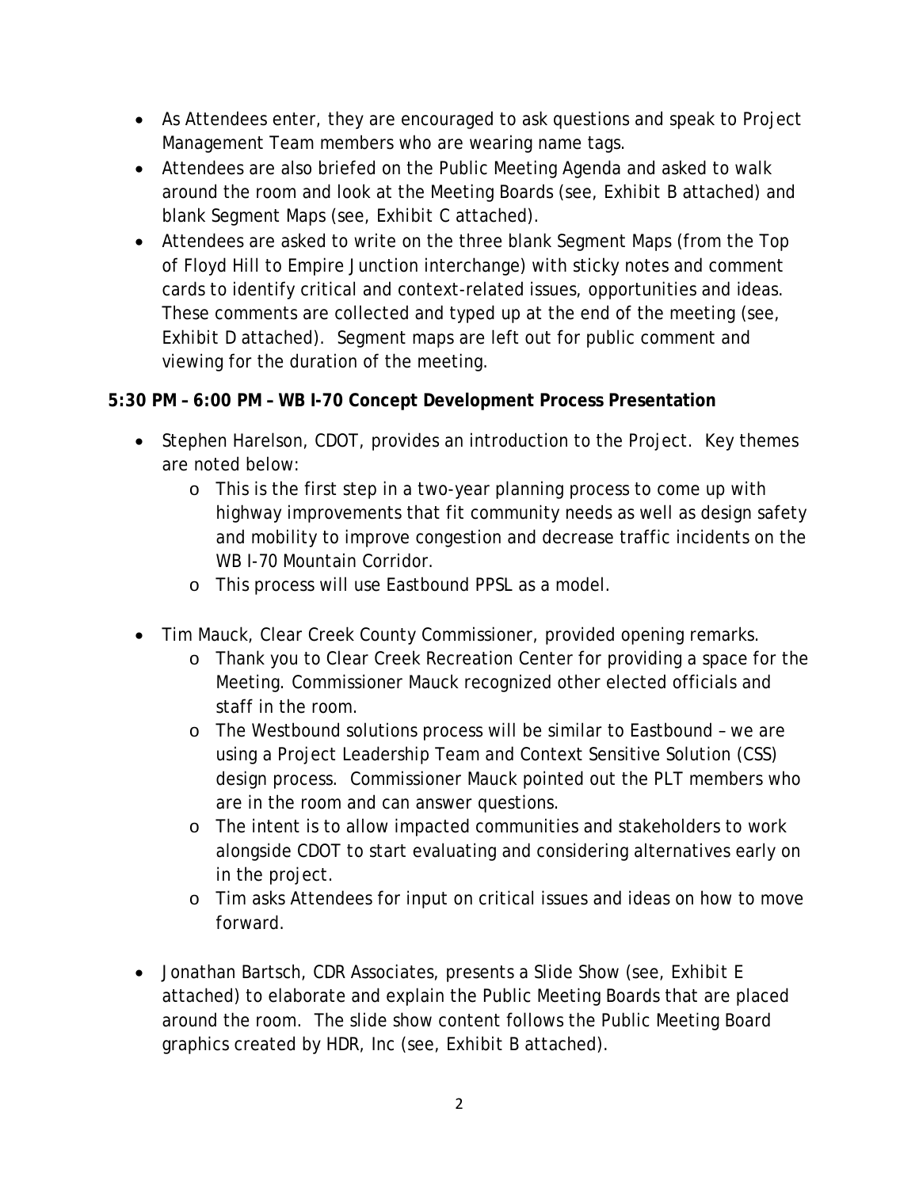- As Attendees enter, they are encouraged to ask questions and speak to Project Management Team members who are wearing name tags.
- Attendees are also briefed on the Public Meeting Agenda and asked to walk around the room and look at the Meeting Boards (see, Exhibit B attached) and blank Segment Maps (see, Exhibit C attached).
- Attendees are asked to write on the three blank Segment Maps (from the Top of Floyd Hill to Empire Junction interchange) with sticky notes and comment cards to identify critical and context-related issues, opportunities and ideas. These comments are collected and typed up at the end of the meeting (see, Exhibit D attached). Segment maps are left out for public comment and viewing for the duration of the meeting.

**5:30 PM – 6:00 PM – WB I-70 Concept Development Process Presentation**

- Stephen Harelson, CDOT, provides an introduction to the Project. Key themes are noted below:
  - This is the first step in a two-year planning process to come up with highway improvements that fit community needs as well as design safety and mobility to improve congestion and decrease traffic incidents on the WB I-70 Mountain Corridor.
  - This process will use Eastbound PPSL as a model.

- Tim Mauck, Clear Creek County Commissioner, provided opening remarks.
  - Thank you to Clear Creek Recreation Center for providing a space for the Meeting. Commissioner Mauck recognized other elected officials and staff in the room.
  - The Westbound solutions process will be similar to Eastbound – we are using a Project Leadership Team and Context Sensitive Solution (CSS) design process. Commissioner Mauck pointed out the PLT members who are in the room and can answer questions.
  - The intent is to allow impacted communities and stakeholders to work alongside CDOT to start evaluating and considering alternatives early on in the project.
  - Tim asks Attendees for input on critical issues and ideas on how to move forward.

- Jonathan Bartsch, CDR Associates, presents a Slide Show (see, Exhibit E attached) to elaborate and explain the Public Meeting Boards that are placed around the room. The slide show content follows the Public Meeting Board graphics created by HDR, Inc (see, Exhibit B attached).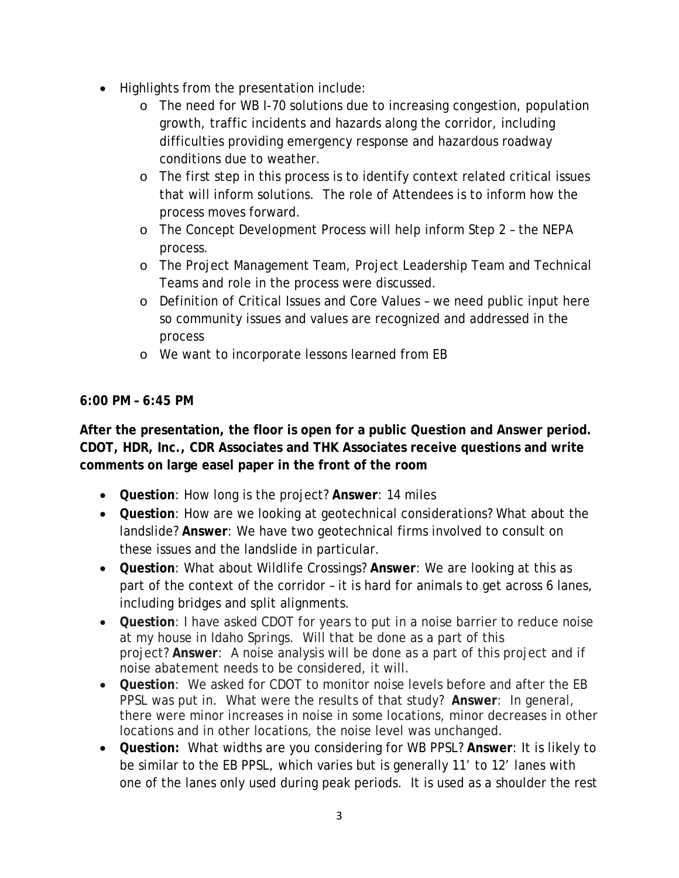- Highlights from the presentation include:
  - The need for WB I-70 solutions due to increasing congestion, population growth, traffic incidents and hazards along the corridor, including difficulties providing emergency response and hazardous roadway conditions due to weather.
  - The first step in this process is to identify context related critical issues that will inform solutions. The role of Attendees is to inform how the process moves forward.
  - The Concept Development Process will help inform Step 2 – the NEPA process.
  - The Project Management Team, Project Leadership Team and Technical Teams and role in the process were discussed.
  - Definition of Critical Issues and Core Values – we need public input here so community issues and values are recognized and addressed in the process
  - We want to incorporate lessons learned from EB

**6:00 PM – 6:45 PM**

**After the presentation, the floor is open for a public Question and Answer period. CDOT, HDR, Inc., CDR Associates and THK Associates receive questions and write comments on large easel paper in the front of the room**

- **Question**: How long is the project? **Answer**: 14 miles
- **Question**: How are we looking at geotechnical considerations? What about the landslide? **Answer**: We have two geotechnical firms involved to consult on these issues and the landslide in particular.
- **Question**: What about Wildlife Crossings? **Answer**: We are looking at this as part of the context of the corridor – it is hard for animals to get across 6 lanes, including bridges and split alignments.
- **Question**: I have asked CDOT for years to put in a noise barrier to reduce noise at my house in Idaho Springs. Will that be done as a part of this project? **Answer**: A noise analysis will be done as a part of this project and if noise abatement needs to be considered, it will.
- **Question**: We asked for CDOT to monitor noise levels before and after the EB PPSL was put in. What were the results of that study? **Answer**: In general, there were minor increases in noise in some locations, minor decreases in other locations and in other locations, the noise level was unchanged.
- **Question:** What widths are you considering for WB PPSL? **Answer**: It is likely to be similar to the EB PPSL, which varies but is generally 11' to 12' lanes with one of the lanes only used during peak periods. It is used as a shoulder the rest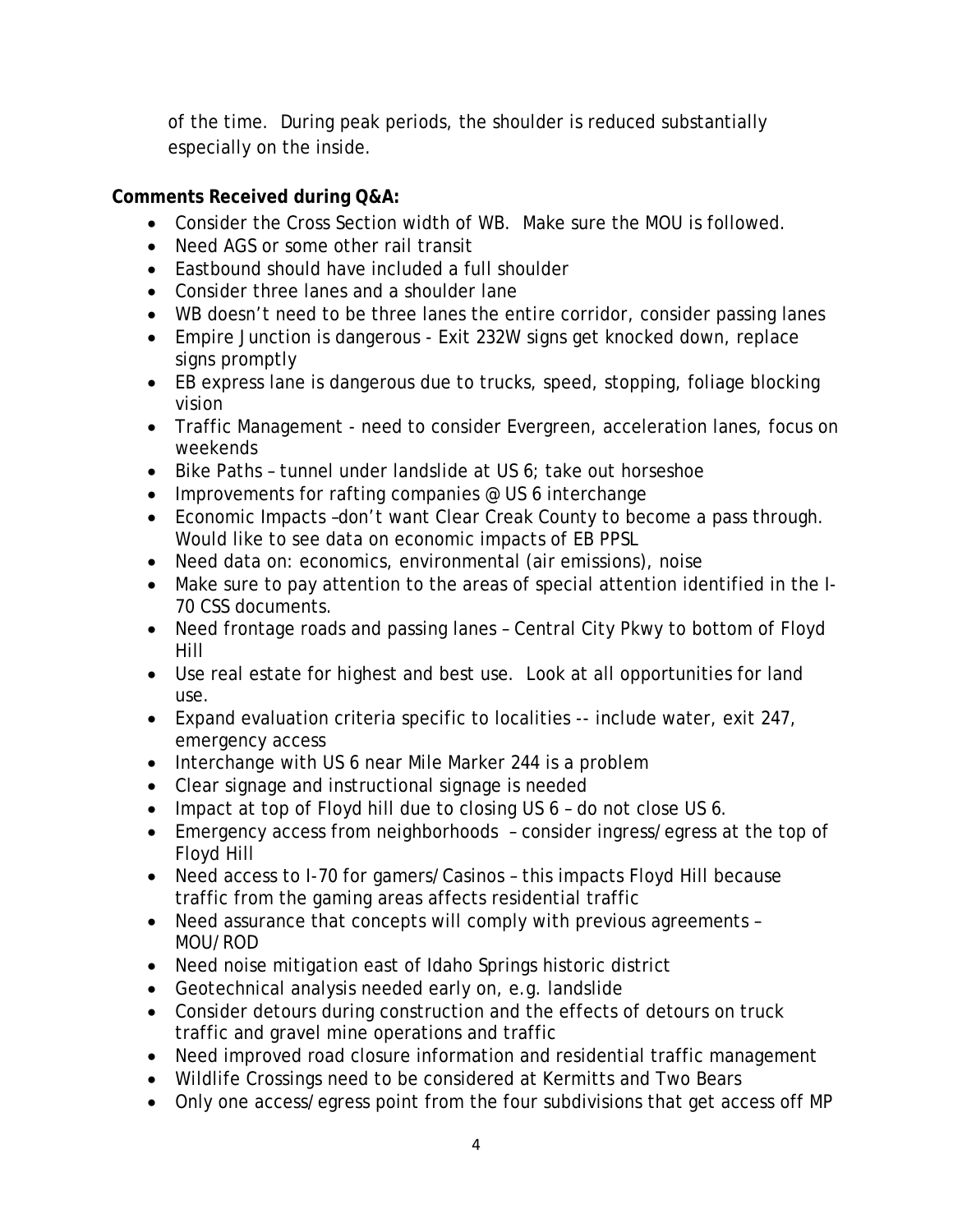of the time. During peak periods, the shoulder is reduced substantially especially on the inside.

**Comments Received during Q&A:**

- Consider the Cross Section width of WB. Make sure the MOU is followed.
- Need AGS or some other rail transit
- Eastbound should have included a full shoulder
- Consider three lanes and a shoulder lane
- WB doesn't need to be three lanes the entire corridor, consider passing lanes
- Empire Junction is dangerous - Exit 232W signs get knocked down, replace signs promptly
- EB express lane is dangerous due to trucks, speed, stopping, foliage blocking vision
- Traffic Management - need to consider Evergreen, acceleration lanes, focus on weekends
- Bike Paths – tunnel under landslide at US 6; take out horseshoe
- Improvements for rafting companies @ US 6 interchange
- Economic Impacts –don't want Clear Creak County to become a pass through. Would like to see data on economic impacts of EB PPSL
- Need data on: economics, environmental (air emissions), noise
- Make sure to pay attention to the areas of special attention identified in the I-70 CSS documents.
- Need frontage roads and passing lanes – Central City Pkwy to bottom of Floyd Hill
- Use real estate for highest and best use. Look at all opportunities for land use.
- Expand evaluation criteria specific to localities -- include water, exit 247, emergency access
- Interchange with US 6 near Mile Marker 244 is a problem
- Clear signage and instructional signage is needed
- Impact at top of Floyd hill due to closing US 6 – do not close US 6.
- Emergency access from neighborhoods – consider ingress/egress at the top of Floyd Hill
- Need access to I-70 for gamers/Casinos – this impacts Floyd Hill because traffic from the gaming areas affects residential traffic
- Need assurance that concepts will comply with previous agreements – MOU/ROD
- Need noise mitigation east of Idaho Springs historic district
- Geotechnical analysis needed early on, e.g. landslide
- Consider detours during construction and the effects of detours on truck traffic and gravel mine operations and traffic
- Need improved road closure information and residential traffic management
- Wildlife Crossings need to be considered at Kermitts and Two Bears
- Only one access/egress point from the four subdivisions that get access off MP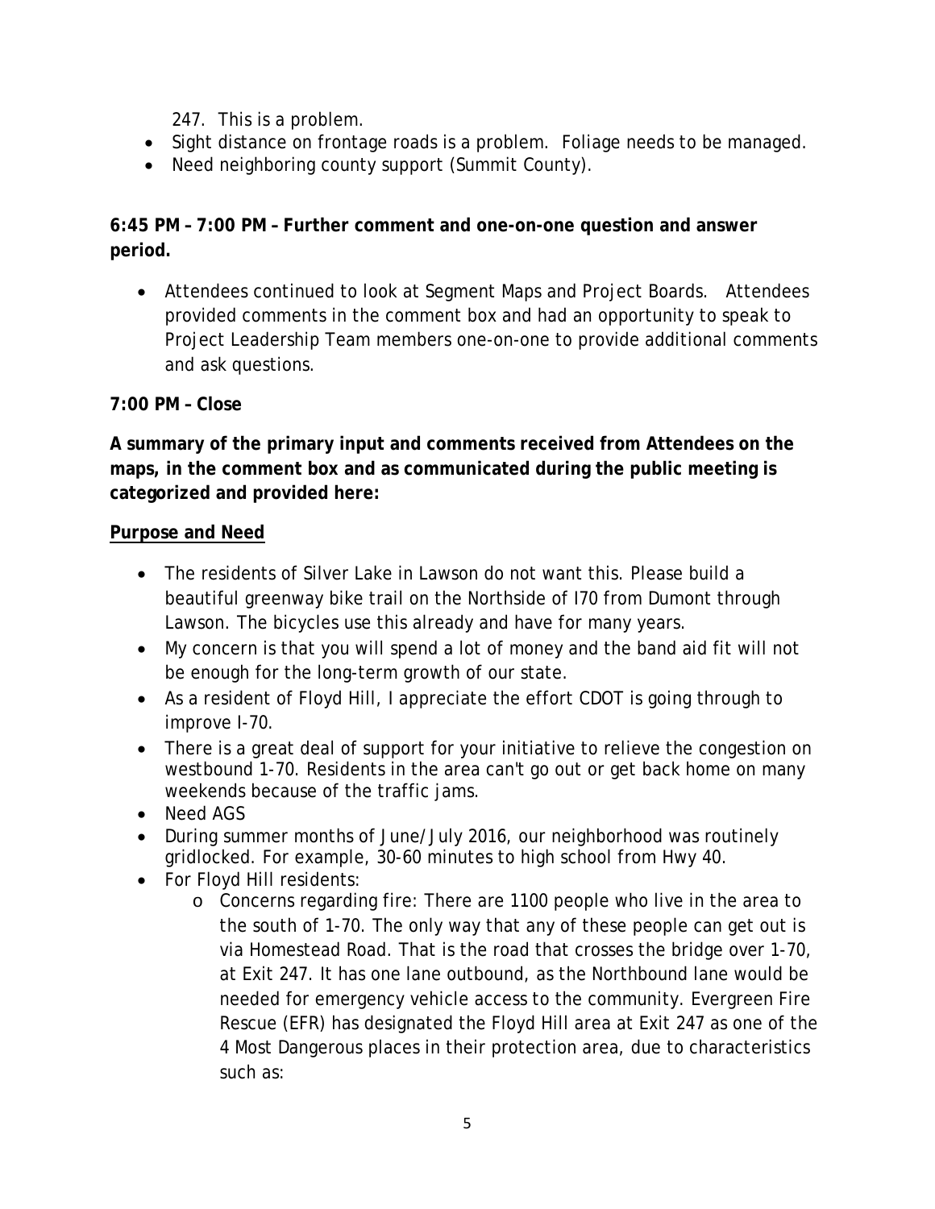247. This is a problem.

- Sight distance on frontage roads is a problem. Foliage needs to be managed.
- Need neighboring county support (Summit County).

**6:45 PM – 7:00 PM – Further comment and one-on-one question and answer period.**

- Attendees continued to look at Segment Maps and Project Boards. Attendees provided comments in the comment box and had an opportunity to speak to Project Leadership Team members one-on-one to provide additional comments and ask questions.

**7:00 PM – Close**

**A summary of the primary input and comments received from Attendees on the maps, in the comment box and as communicated during the public meeting is categorized and provided here:**

**Purpose and Need**

- The residents of Silver Lake in Lawson do not want this. Please build a beautiful greenway bike trail on the Northside of I70 from Dumont through Lawson. The bicycles use this already and have for many years.
- My concern is that you will spend a lot of money and the band aid fit will not be enough for the long-term growth of our state.
- As a resident of Floyd Hill, I appreciate the effort CDOT is going through to improve I-70.
- There is a great deal of support for your initiative to relieve the congestion on westbound 1-70. Residents in the area can't go out or get back home on many weekends because of the traffic jams.
- Need AGS
- During summer months of June/July 2016, our neighborhood was routinely gridlocked. For example, 30-60 minutes to high school from Hwy 40.
- For Floyd Hill residents:
  - Concerns regarding fire: There are 1100 people who live in the area to the south of 1-70. The only way that any of these people can get out is via Homestead Road. That is the road that crosses the bridge over 1-70, at Exit 247. It has one lane outbound, as the Northbound lane would be needed for emergency vehicle access to the community. Evergreen Fire Rescue (EFR) has designated the Floyd Hill area at Exit 247 as one of the 4 Most Dangerous places in their protection area, due to characteristics such as: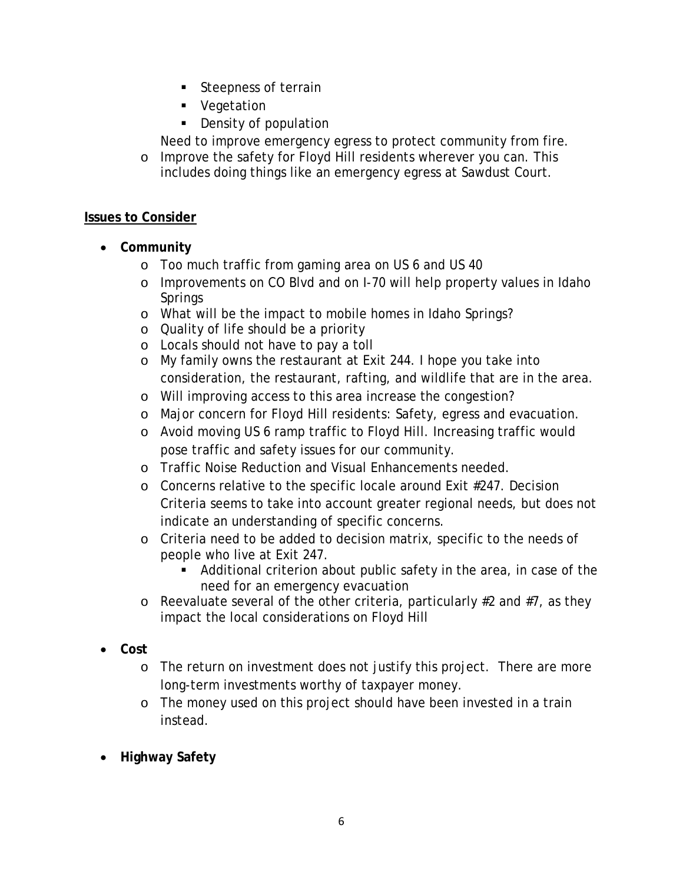- Steepness of terrain
    - Vegetation
    - Density of population

  Need to improve emergency egress to protect community from fire.

  - Improve the safety for Floyd Hill residents wherever you can. This includes doing things like an emergency egress at Sawdust Court.

**Issues to Consider**

- **Community**
  - Too much traffic from gaming area on US 6 and US 40
  - Improvements on CO Blvd and on I-70 will help property values in Idaho Springs
  - What will be the impact to mobile homes in Idaho Springs?
  - Quality of life should be a priority
  - Locals should not have to pay a toll
  - My family owns the restaurant at Exit 244. I hope you take into consideration, the restaurant, rafting, and wildlife that are in the area.
  - Will improving access to this area increase the congestion?
  - Major concern for Floyd Hill residents: Safety, egress and evacuation.
  - Avoid moving US 6 ramp traffic to Floyd Hill. Increasing traffic would pose traffic and safety issues for our community.
  - Traffic Noise Reduction and Visual Enhancements needed.
  - Concerns relative to the specific locale around Exit #247. Decision Criteria seems to take into account greater regional needs, but does not indicate an understanding of specific concerns.
  - Criteria need to be added to decision matrix, specific to the needs of people who live at Exit 247.
    - Additional criterion about public safety in the area, in case of the need for an emergency evacuation
  - Reevaluate several of the other criteria, particularly #2 and #7, as they impact the local considerations on Floyd Hill

- **Cost**
  - The return on investment does not justify this project. There are more long-term investments worthy of taxpayer money.
  - The money used on this project should have been invested in a train instead.

- **Highway Safety**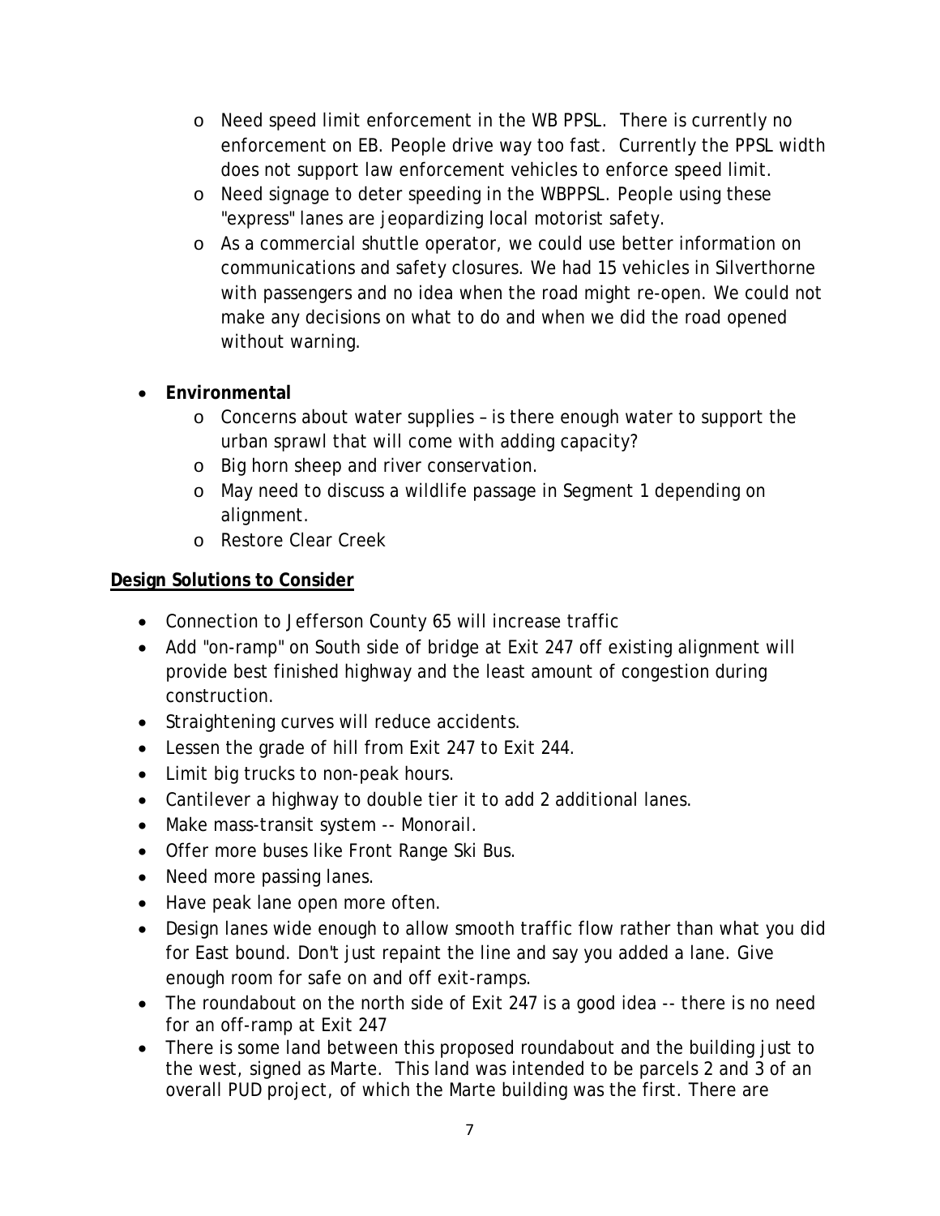- Need speed limit enforcement in the WB PPSL. There is currently no enforcement on EB. People drive way too fast. Currently the PPSL width does not support law enforcement vehicles to enforce speed limit.
  - Need signage to deter speeding in the WBPPSL. People using these "express" lanes are jeopardizing local motorist safety.
  - As a commercial shuttle operator, we could use better information on communications and safety closures. We had 15 vehicles in Silverthorne with passengers and no idea when the road might re-open. We could not make any decisions on what to do and when we did the road opened without warning.

- **Environmental**
  - Concerns about water supplies – is there enough water to support the urban sprawl that will come with adding capacity?
  - Big horn sheep and river conservation.
  - May need to discuss a wildlife passage in Segment 1 depending on alignment.
  - Restore Clear Creek

**<u>Design Solutions to Consider</u>**

- Connection to Jefferson County 65 will increase traffic
- Add "on-ramp" on South side of bridge at Exit 247 off existing alignment will provide best finished highway and the least amount of congestion during construction.
- Straightening curves will reduce accidents.
- Lessen the grade of hill from Exit 247 to Exit 244.
- Limit big trucks to non-peak hours.
- Cantilever a highway to double tier it to add 2 additional lanes.
- Make mass-transit system -- Monorail.
- Offer more buses like Front Range Ski Bus.
- Need more passing lanes.
- Have peak lane open more often.
- Design lanes wide enough to allow smooth traffic flow rather than what you did for East bound. Don't just repaint the line and say you added a lane. Give enough room for safe on and off exit-ramps.
- The roundabout on the north side of Exit 247 is a good idea -- there is no need for an off-ramp at Exit 247
- There is some land between this proposed roundabout and the building just to the west, signed as Marte. This land was intended to be parcels 2 and 3 of an overall PUD project, of which the Marte building was the first. There are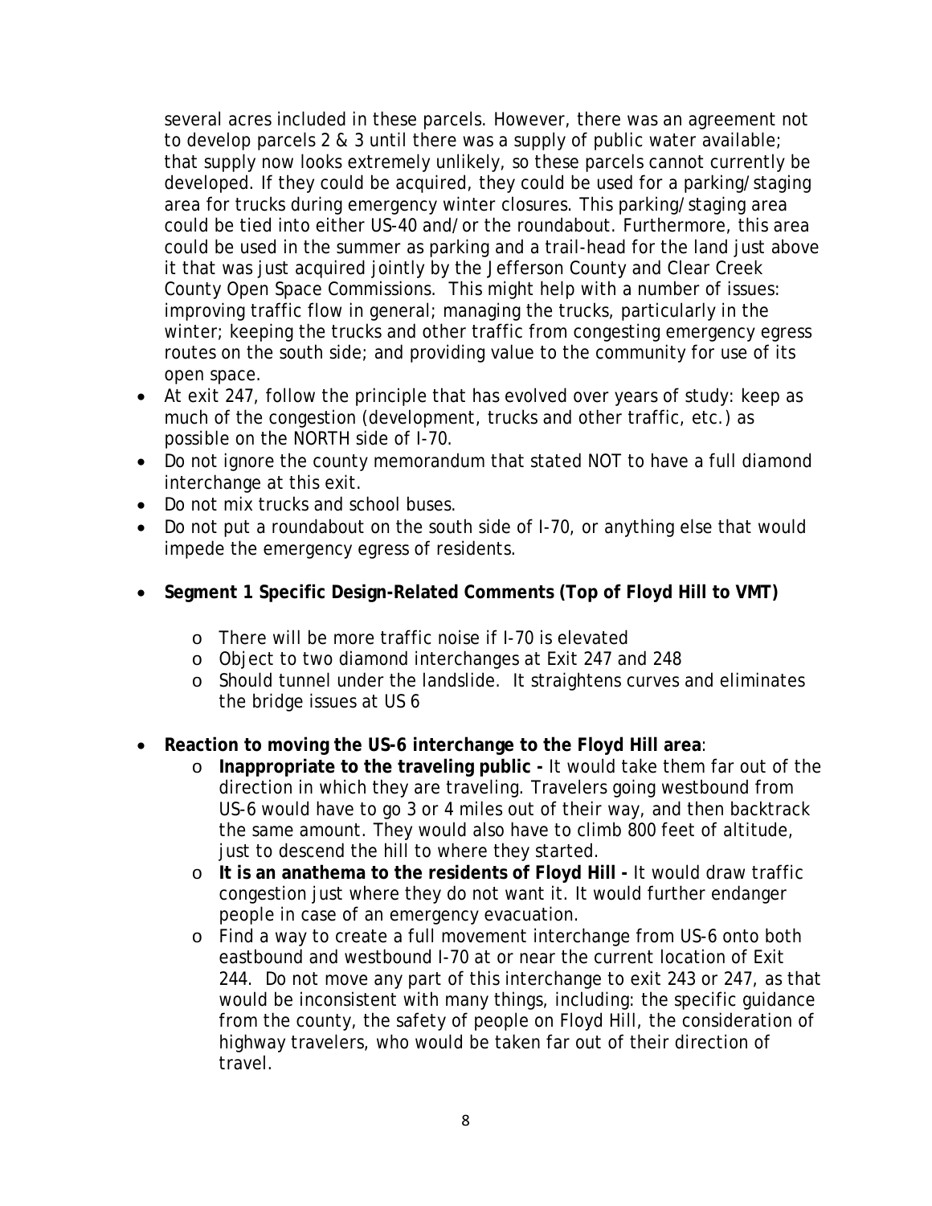several acres included in these parcels. However, there was an agreement not to develop parcels 2 & 3 until there was a supply of public water available; that supply now looks extremely unlikely, so these parcels cannot currently be developed. If they could be acquired, they could be used for a parking/staging area for trucks during emergency winter closures. This parking/staging area could be tied into either US-40 and/or the roundabout. Furthermore, this area could be used in the summer as parking and a trail-head for the land just above it that was just acquired jointly by the Jefferson County and Clear Creek County Open Space Commissions. This might help with a number of issues: improving traffic flow in general; managing the trucks, particularly in the winter; keeping the trucks and other traffic from congesting emergency egress routes on the south side; and providing value to the community for use of its open space.

- At exit 247, follow the principle that has evolved over years of study: keep as much of the congestion (development, trucks and other traffic, etc.) as possible on the NORTH side of I-70.
- Do not ignore the county memorandum that stated NOT to have a full diamond interchange at this exit.
- Do not mix trucks and school buses.
- Do not put a roundabout on the south side of I-70, or anything else that would impede the emergency egress of residents.

- **Segment 1 Specific Design-Related Comments (Top of Floyd Hill to VMT)**
  - There will be more traffic noise if I-70 is elevated
  - Object to two diamond interchanges at Exit 247 and 248
  - Should tunnel under the landslide. It straightens curves and eliminates the bridge issues at US 6

- **Reaction to moving the US-6 interchange to the Floyd Hill area**:
  - **Inappropriate to the traveling public -** It would take them far out of the direction in which they are traveling. Travelers going westbound from US-6 would have to go 3 or 4 miles out of their way, and then backtrack the same amount. They would also have to climb 800 feet of altitude, just to descend the hill to where they started.
  - **It is an anathema to the residents of Floyd Hill -** It would draw traffic congestion just where they do not want it. It would further endanger people in case of an emergency evacuation.
  - Find a way to create a full movement interchange from US-6 onto both eastbound and westbound I-70 at or near the current location of Exit 244. Do not move any part of this interchange to exit 243 or 247, as that would be inconsistent with many things, including: the specific guidance from the county, the safety of people on Floyd Hill, the consideration of highway travelers, who would be taken far out of their direction of travel.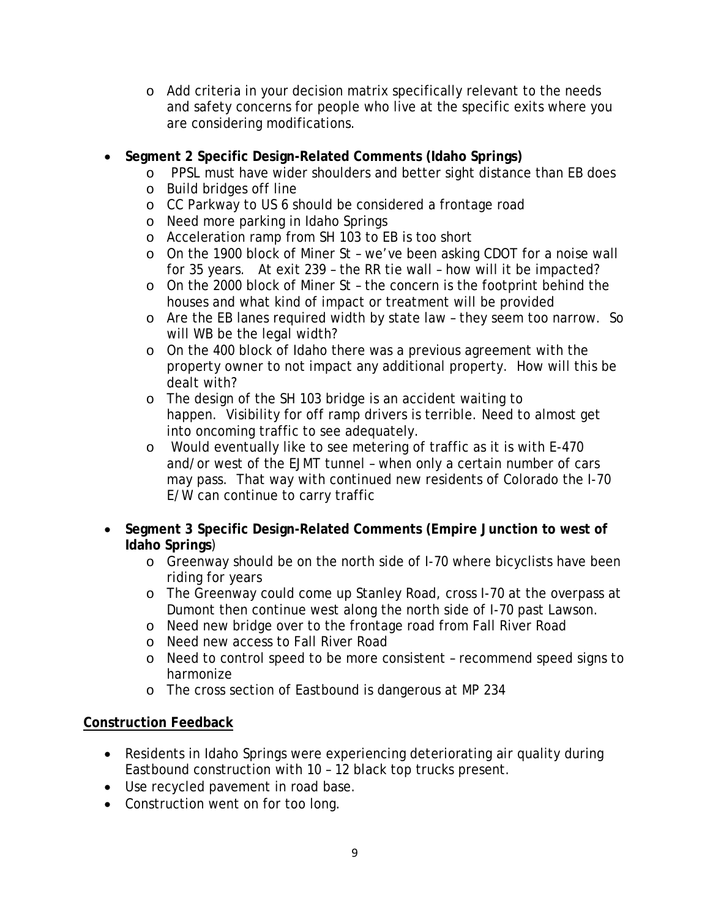- Add criteria in your decision matrix specifically relevant to the needs and safety concerns for people who live at the specific exits where you are considering modifications.

- **Segment 2 Specific Design-Related Comments (Idaho Springs)**
  - PPSL must have wider shoulders and better sight distance than EB does
  - Build bridges off line
  - CC Parkway to US 6 should be considered a frontage road
  - Need more parking in Idaho Springs
  - Acceleration ramp from SH 103 to EB is too short
  - On the 1900 block of Miner St – we've been asking CDOT for a noise wall for 35 years. At exit 239 – the RR tie wall – how will it be impacted?
  - On the 2000 block of Miner St – the concern is the footprint behind the houses and what kind of impact or treatment will be provided
  - Are the EB lanes required width by state law – they seem too narrow. So will WB be the legal width?
  - On the 400 block of Idaho there was a previous agreement with the property owner to not impact any additional property. How will this be dealt with?
  - The design of the SH 103 bridge is an accident waiting to happen. Visibility for off ramp drivers is terrible. Need to almost get into oncoming traffic to see adequately.
  - Would eventually like to see metering of traffic as it is with E-470 and/or west of the EJMT tunnel – when only a certain number of cars may pass. That way with continued new residents of Colorado the I-70 E/W can continue to carry traffic

- **Segment 3 Specific Design-Related Comments (Empire Junction to west of Idaho Springs**)
  - Greenway should be on the north side of I-70 where bicyclists have been riding for years
  - The Greenway could come up Stanley Road, cross I-70 at the overpass at Dumont then continue west along the north side of I-70 past Lawson.
  - Need new bridge over to the frontage road from Fall River Road
  - Need new access to Fall River Road
  - Need to control speed to be more consistent – recommend speed signs to harmonize
  - The cross section of Eastbound is dangerous at MP 234

**<u>Construction Feedback</u>**

- Residents in Idaho Springs were experiencing deteriorating air quality during Eastbound construction with 10 – 12 black top trucks present.
- Use recycled pavement in road base.
- Construction went on for too long.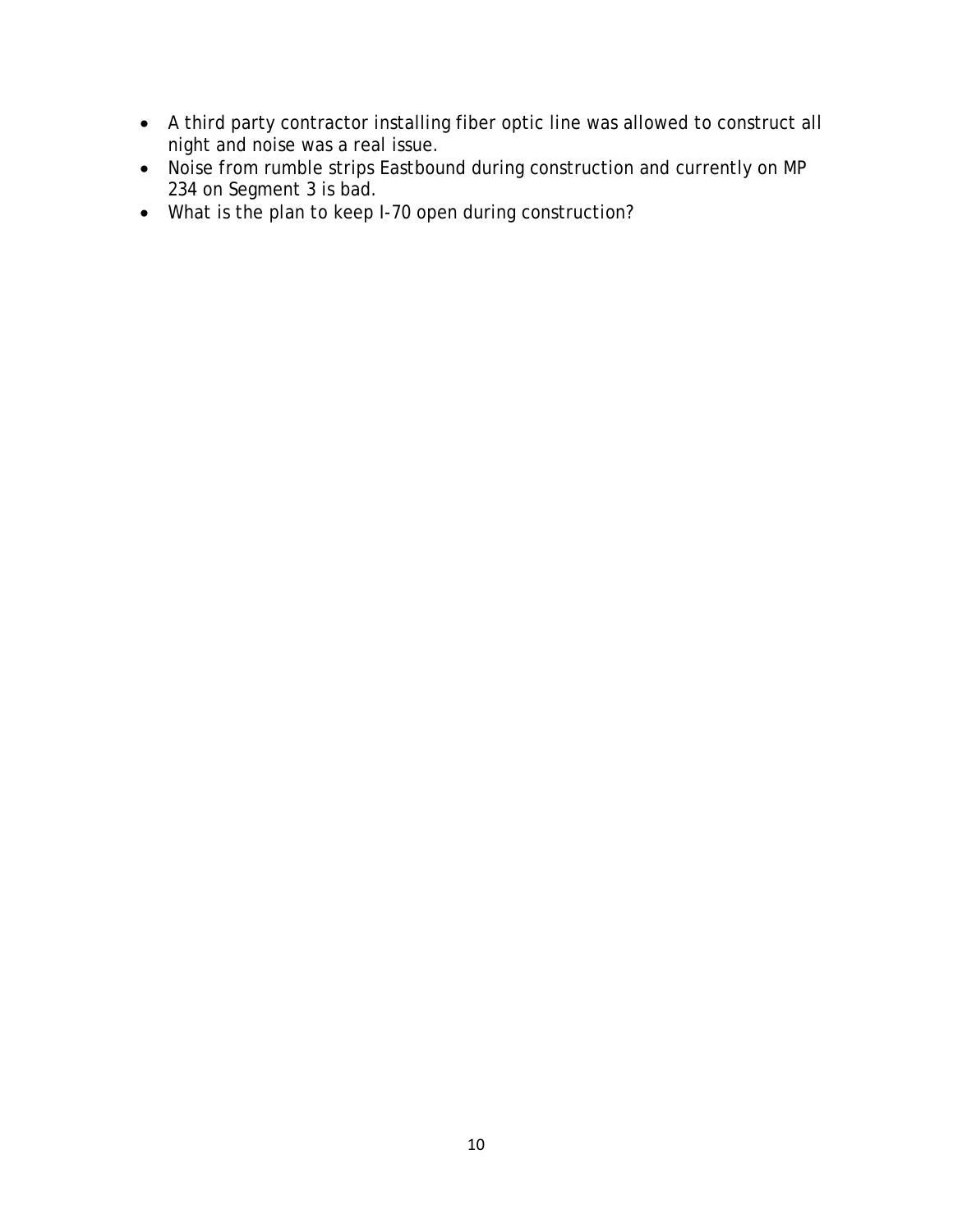- A third party contractor installing fiber optic line was allowed to construct all night and noise was a real issue.
- Noise from rumble strips Eastbound during construction and currently on MP 234 on Segment 3 is bad.
- What is the plan to keep I-70 open during construction?